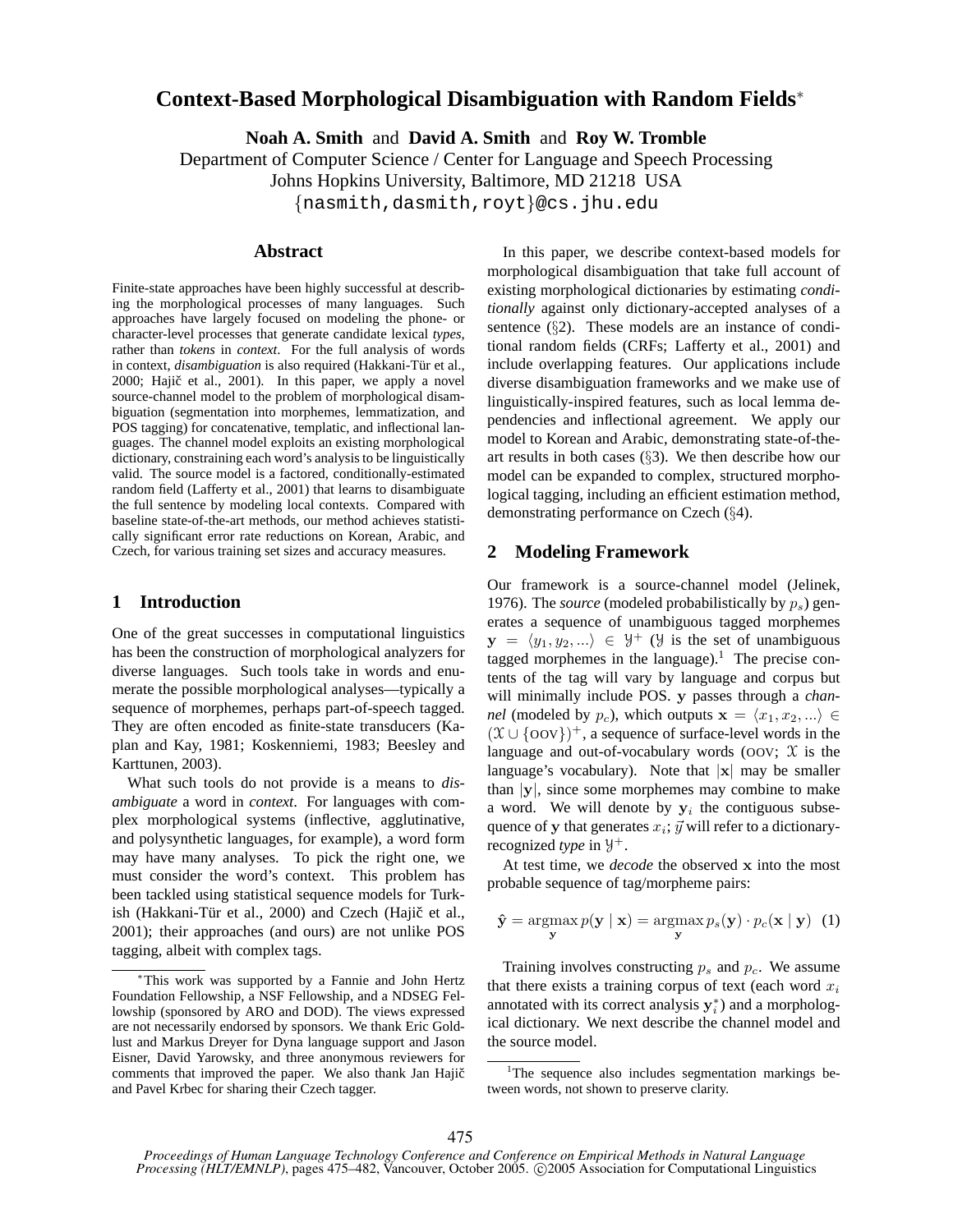# Context-Based Morphological Disambiguation with Random Fields*

**Noah A. Smith** and **David A. Smith** and **Roy W. Tromble**

Department of Computer Science / Center for Language and Speech Processing
Johns Hopkins University, Baltimore, MD 21218 USA
{nasmith,dasmith,royt}@cs.jhu.edu

## Abstract

Finite-state approaches have been highly successful at describing the morphological processes of many languages. Such approaches have largely focused on modeling the phone- or character-level processes that generate candidate lexical *types*, rather than *tokens* in *context*. For the full analysis of words in context, *disambiguation* is also required (Hakkani-Tür et al., 2000; Hajič et al., 2001). In this paper, we apply a novel source-channel model to the problem of morphological disambiguation (segmentation into morphemes, lemmatization, and POS tagging) for concatenative, templatic, and inflectional languages. The channel model exploits an existing morphological dictionary, constraining each word's analysis to be linguistically valid. The source model is a factored, conditionally-estimated random field (Lafferty et al., 2001) that learns to disambiguate the full sentence by modeling local contexts. Compared with baseline state-of-the-art methods, our method achieves statistically significant error rate reductions on Korean, Arabic, and Czech, for various training set sizes and accuracy measures.

## 1 Introduction

One of the great successes in computational linguistics has been the construction of morphological analyzers for diverse languages. Such tools take in words and enumerate the possible morphological analyses—typically a sequence of morphemes, perhaps part-of-speech tagged. They are often encoded as finite-state transducers (Kaplan and Kay, 1981; Koskenniemi, 1983; Beesley and Karttunen, 2003).

What such tools do not provide is a means to *disambiguate* a word in *context*. For languages with complex morphological systems (inflective, agglutinative, and polysynthetic languages, for example), a word form may have many analyses. To pick the right one, we must consider the word's context. This problem has been tackled using statistical sequence models for Turkish (Hakkani-Tür et al., 2000) and Czech (Hajič et al., 2001); their approaches (and ours) are not unlike POS tagging, albeit with complex tags.

In this paper, we describe context-based models for morphological disambiguation that take full account of existing morphological dictionaries by estimating *conditionally* against only dictionary-accepted analyses of a sentence (§2). These models are an instance of conditional random fields (CRFs; Lafferty et al., 2001) and include overlapping features. Our applications include diverse disambiguation frameworks and we make use of linguistically-inspired features, such as local lemma dependencies and inflectional agreement. We apply our model to Korean and Arabic, demonstrating state-of-the-art results in both cases (§3). We then describe how our model can be expanded to complex, structured morphological tagging, including an efficient estimation method, demonstrating performance on Czech (§4).

## 2 Modeling Framework

Our framework is a source-channel model (Jelinek, 1976). The *source* (modeled probabilistically by $p_s$) generates a sequence of unambiguous tagged morphemes $\mathbf{y} = \langle y_1, y_2, ...\rangle \in \mathcal{Y}^+$ ($\mathcal{Y}$ is the set of unambiguous tagged morphemes in the language).[1] The precise contents of the tag will vary by language and corpus but will minimally include POS. $\mathbf{y}$ passes through a *channel* (modeled by $p_c$), which outputs $\mathbf{x} = \langle x_1, x_2, ...\rangle \in (\mathcal{X} \cup \{\text{OOV}\})^+$, a sequence of surface-level words in the language and out-of-vocabulary words (OOV; $\mathcal{X}$ is the language's vocabulary). Note that $|\mathbf{x}|$ may be smaller than $|\mathbf{y}|$, since some morphemes may combine to make a word. We will denote by $\mathbf{y}_i$ the contiguous subsequence of $\mathbf{y}$ that generates $x_i$; $\vec{y}$ will refer to a dictionary-recognized *type* in $\mathcal{Y}^+$.

At test time, we *decode* the observed $\mathbf{x}$ into the most probable sequence of tag/morpheme pairs:

$$\hat{\mathbf{y}} = \underset{\mathbf{y}}{\operatorname{argmax}}\, p(\mathbf{y} \mid \mathbf{x}) = \underset{\mathbf{y}}{\operatorname{argmax}}\, p_s(\mathbf{y}) \cdot p_c(\mathbf{x} \mid \mathbf{y}) \quad (1)$$

Training involves constructing $p_s$ and $p_c$. We assume that there exists a training corpus of text (each word $x_i$ annotated with its correct analysis $\mathbf{y}_i^*$) and a morphological dictionary. We next describe the channel model and the source model.

---

*This work was supported by a Fannie and John Hertz Foundation Fellowship, a NSF Fellowship, and a NDSEG Fellowship (sponsored by ARO and DOD). The views expressed are not necessarily endorsed by sponsors. We thank Eric Goldlust and Markus Dreyer for Dyna language support and Jason Eisner, David Yarowsky, and three anonymous reviewers for comments that improved the paper. We also thank Jan Hajič and Pavel Krbec for sharing their Czech tagger.

[1] The sequence also includes segmentation markings between words, not shown to preserve clarity.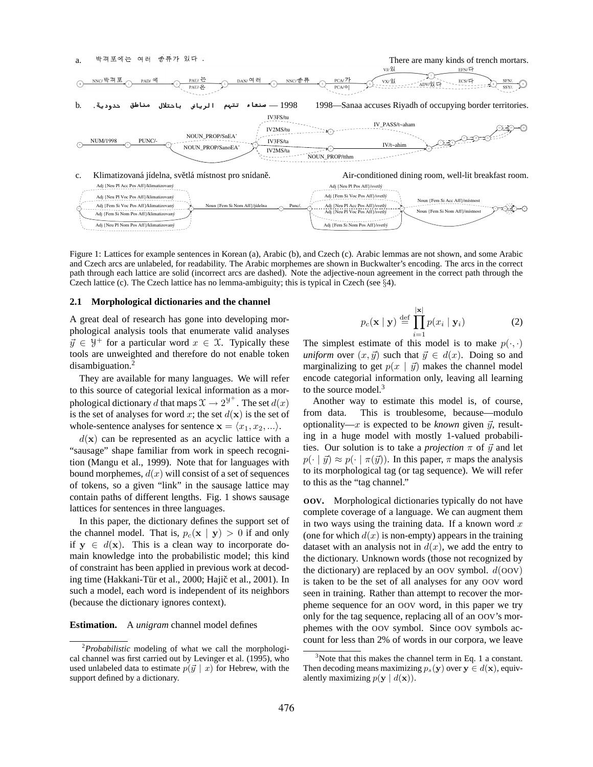a. 박격포에는 여러 종류가 있다 . There are many kinds of trench mortars.

b. 1998 — صنعاء تتهم الرياض باحتلال مناطق حدودية . 1998—Sanaa accuses Riyadh of occupying border territories.

c. Klimatizovaná jídelna, světlá místnost pro snídaně. Air-conditioned dining room, well-lit breakfast room.

Figure 1: Lattices for example sentences in Korean (a), Arabic (b), and Czech (c). Arabic lemmas are not shown, and some Arabic and Czech arcs are unlabeled, for readability. The Arabic morphemes are shown in Buckwalter's encoding. The arcs in the correct path through each lattice are solid (incorrect arcs are dashed). Note the adjective-noun agreement in the correct path through the Czech lattice (c). The Czech lattice has no lemma-ambiguity; this is typical in Czech (see §4).

### 2.1 Morphological dictionaries and the channel

A great deal of research has gone into developing morphological analysis tools that enumerate valid analyses $\vec{y} \in \mathcal{Y}^+$ for a particular word $x \in \mathcal{X}$. Typically these tools are unweighted and therefore do not enable token disambiguation.[2]

They are available for many languages. We will refer to this source of categorial lexical information as a morphological dictionary $d$ that maps $\mathcal{X} \to 2^{\mathcal{Y}^+}$. The set $d(x)$ is the set of analyses for word $x$; the set $d(\mathbf{x})$ is the set of whole-sentence analyses for sentence $\mathbf{x} = \langle x_1, x_2, ... \rangle$.

$d(\mathbf{x})$ can be represented as an acyclic lattice with a "sausage" shape familiar from work in speech recognition (Mangu et al., 1999). Note that for languages with bound morphemes, $d(x)$ will consist of a set of sequences of tokens, so a given "link" in the sausage lattice may contain paths of different lengths. Fig. 1 shows sausage lattices for sentences in three languages.

In this paper, the dictionary defines the support set of the channel model. That is, $p_c(\mathbf{x} \mid \mathbf{y}) > 0$ if and only if $\mathbf{y} \in d(\mathbf{x})$. This is a clean way to incorporate domain knowledge into the probabilistic model; this kind of constraint has been applied in previous work at decoding time (Hakkani-Tür et al., 2000; Hajič et al., 2001). In such a model, each word is independent of its neighbors (because the dictionary ignores context).

**Estimation.** A *unigram* channel model defines

$$p_c(\mathbf{x} \mid \mathbf{y}) \stackrel{\text{def}}{=} \prod_{i=1}^{|\mathbf{x}|} p(x_i \mid \mathbf{y}_i) \tag{2}$$

The simplest estimate of this model is to make $p(\cdot, \cdot)$ *uniform* over $(x, \vec{y})$ such that $\vec{y} \in d(x)$. Doing so and marginalizing to get $p(x \mid \vec{y})$ makes the channel model encode categorial information only, leaving all learning to the source model.[3]

Another way to estimate this model is, of course, from data. This is troublesome, because—modulo optionality—$x$ is expected to be *known* given $\vec{y}$, resulting in a huge model with mostly 1-valued probabilities. Our solution is to take a *projection* $\pi$ of $\vec{y}$ and let $p(\cdot \mid \vec{y}) \approx p(\cdot \mid \pi(\vec{y}))$. In this paper, $\pi$ maps the analysis to its morphological tag (or tag sequence). We will refer to this as the "tag channel."

**OOV.** Morphological dictionaries typically do not have complete coverage of a language. We can augment them in two ways using the training data. If a known word $x$ (one for which $d(x)$ is non-empty) appears in the training dataset with an analysis not in $d(x)$, we add the entry to the dictionary. Unknown words (those not recognized by the dictionary) are replaced by an OOV symbol. $d(\text{OOV})$ is taken to be the set of all analyses for any OOV word seen in training. Rather than attempt to recover the morpheme sequence for an OOV word, in this paper we try only for the tag sequence, replacing all of an OOV's morphemes with the OOV symbol. Since OOV symbols account for less than 2% of words in our corpora, we leave

[2] *Probabilistic* modeling of what we call the morphological channel was first carried out by Levinger et al. (1995), who used unlabeled data to estimate $p(\vec{y} \mid x)$ for Hebrew, with the support defined by a dictionary.

[3] Note that this makes the channel term in Eq. 1 a constant. Then decoding means maximizing $p_s(\mathbf{y})$ over $\mathbf{y} \in d(\mathbf{x})$, equivalently maximizing $p(\mathbf{y} \mid d(\mathbf{x}))$.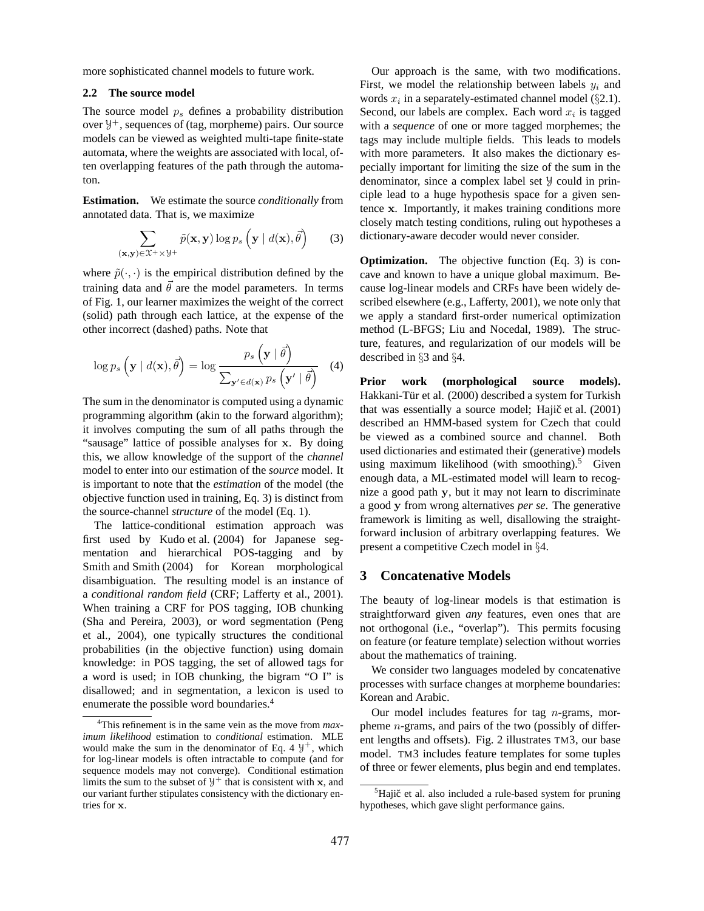more sophisticated channel models to future work.

### 2.2 The source model

The source model $p_s$ defines a probability distribution over $\mathcal{Y}^+$, sequences of (tag, morpheme) pairs. Our source models can be viewed as weighted multi-tape finite-state automata, where the weights are associated with local, often overlapping features of the path through the automaton.

**Estimation.** We estimate the source *conditionally* from annotated data. That is, we maximize

$$\sum_{(\mathbf{x},\mathbf{y}) \in \mathcal{X}^+ \times \mathcal{Y}^+} \tilde{p}(\mathbf{x}, \mathbf{y}) \log p_s \left( \mathbf{y} \mid d(\mathbf{x}), \vec{\theta} \right) \quad (3)$$

where $\tilde{p}(\cdot, \cdot)$ is the empirical distribution defined by the training data and $\vec{\theta}$ are the model parameters. In terms of Fig. 1, our learner maximizes the weight of the correct (solid) path through each lattice, at the expense of the other incorrect (dashed) paths. Note that

$$\log p_s \left( \mathbf{y} \mid d(\mathbf{x}), \vec{\theta} \right) = \log \frac{p_s \left( \mathbf{y} \mid \vec{\theta} \right)}{\sum_{\mathbf{y}' \in d(\mathbf{x})} p_s \left( \mathbf{y}' \mid \vec{\theta} \right)} \quad (4)$$

The sum in the denominator is computed using a dynamic programming algorithm (akin to the forward algorithm); it involves computing the sum of all paths through the "sausage" lattice of possible analyses for $\mathbf{x}$. By doing this, we allow knowledge of the support of the *channel* model to enter into our estimation of the *source* model. It is important to note that the *estimation* of the model (the objective function used in training, Eq. 3) is distinct from the source-channel *structure* of the model (Eq. 1).

The lattice-conditional estimation approach was first used by Kudo et al. (2004) for Japanese segmentation and hierarchical POS-tagging and by Smith and Smith (2004) for Korean morphological disambiguation. The resulting model is an instance of a *conditional random field* (CRF; Lafferty et al., 2001). When training a CRF for POS tagging, IOB chunking (Sha and Pereira, 2003), or word segmentation (Peng et al., 2004), one typically structures the conditional probabilities (in the objective function) using domain knowledge: in POS tagging, the set of allowed tags for a word is used; in IOB chunking, the bigram "O I" is disallowed; and in segmentation, a lexicon is used to enumerate the possible word boundaries.[4]

Our approach is the same, with two modifications. First, we model the relationship between labels $y_i$ and words $x_i$ in a separately-estimated channel model (§2.1). Second, our labels are complex. Each word $x_i$ is tagged with a *sequence* of one or more tagged morphemes; the tags may include multiple fields. This leads to models with more parameters. It also makes the dictionary especially important for limiting the size of the sum in the denominator, since a complex label set $\mathcal{Y}$ could in principle lead to a huge hypothesis space for a given sentence $\mathbf{x}$. Importantly, it makes training conditions more closely match testing conditions, ruling out hypotheses a dictionary-aware decoder would never consider.

**Optimization.** The objective function (Eq. 3) is concave and known to have a unique global maximum. Because log-linear models and CRFs have been widely described elsewhere (e.g., Lafferty, 2001), we note only that we apply a standard first-order numerical optimization method (L-BFGS; Liu and Nocedal, 1989). The structure, features, and regularization of our models will be described in §3 and §4.

**Prior work (morphological source models).** Hakkani-Tür et al. (2000) described a system for Turkish that was essentially a source model; Hajič et al. (2001) described an HMM-based system for Czech that could be viewed as a combined source and channel. Both used dictionaries and estimated their (generative) models using maximum likelihood (with smoothing).[5] Given enough data, a ML-estimated model will learn to recognize a good path $\mathbf{y}$, but it may not learn to discriminate a good $\mathbf{y}$ from wrong alternatives *per se*. The generative framework is limiting as well, disallowing the straightforward inclusion of arbitrary overlapping features. We present a competitive Czech model in §4.

## 3 Concatenative Models

The beauty of log-linear models is that estimation is straightforward given *any* features, even ones that are not orthogonal (i.e., "overlap"). This permits focusing on feature (or feature template) selection without worries about the mathematics of training.

We consider two languages modeled by concatenative processes with surface changes at morpheme boundaries: Korean and Arabic.

Our model includes features for tag $n$-grams, morpheme $n$-grams, and pairs of the two (possibly of different lengths and offsets). Fig. 2 illustrates TM3, our base model. TM3 includes feature templates for some tuples of three or fewer elements, plus begin and end templates.

---

[4] This refinement is in the same vein as the move from *maximum likelihood* estimation to *conditional* estimation. MLE would make the sum in the denominator of Eq. 4 $\mathcal{Y}^+$, which for log-linear models is often intractable to compute (and for sequence models may not converge). Conditional estimation limits the sum to the subset of $\mathcal{Y}^+$ that is consistent with $\mathbf{x}$, and our variant further stipulates consistency with the dictionary entries for $\mathbf{x}$.

[5] Hajič et al. also included a rule-based system for pruning hypotheses, which gave slight performance gains.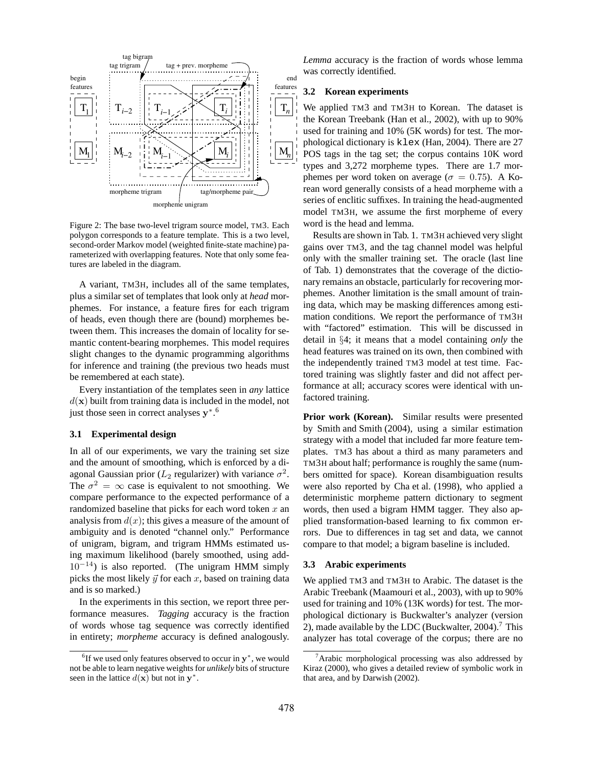Figure 2: The base two-level trigram source model, TM3. Each polygon corresponds to a feature template. This is a two level, second-order Markov model (weighted finite-state machine) parameterized with overlapping features. Note that only some features are labeled in the diagram.

A variant, TM3H, includes all of the same templates, plus a similar set of templates that look only at *head* morphemes. For instance, a feature fires for each trigram of heads, even though there are (bound) morphemes between them. This increases the domain of locality for semantic content-bearing morphemes. This model requires slight changes to the dynamic programming algorithms for inference and training (the previous two heads must be remembered at each state).

Every instantiation of the templates seen in *any* lattice $d(\mathbf{x})$ built from training data is included in the model, not just those seen in correct analyses $\mathbf{y}^*$.[6]

### 3.1 Experimental design

In all of our experiments, we vary the training set size and the amount of smoothing, which is enforced by a diagonal Gaussian prior ($L_2$ regularizer) with variance $\sigma^2$. The $\sigma^2 = \infty$ case is equivalent to not smoothing. We compare performance to the expected performance of a randomized baseline that picks for each word token $x$ an analysis from $d(x)$; this gives a measure of the amount of ambiguity and is denoted "channel only." Performance of unigram, bigram, and trigram HMMs estimated using maximum likelihood (barely smoothed, using add-$10^{-14}$) is also reported. (The unigram HMM simply picks the most likely $\vec{y}$ for each $x$, based on training data and is so marked.)

In the experiments in this section, we report three performance measures. *Tagging* accuracy is the fraction of words whose tag sequence was correctly identified in entirety; *morpheme* accuracy is defined analogously. *Lemma* accuracy is the fraction of words whose lemma was correctly identified.

[6] If we used only features observed to occur in $\mathbf{y}^*$, we would not be able to learn negative weights for *unlikely* bits of structure seen in the lattice $d(\mathbf{x})$ but not in $\mathbf{y}^*$.

### 3.2 Korean experiments

We applied TM3 and TM3H to Korean. The dataset is the Korean Treebank (Han et al., 2002), with up to 90% used for training and 10% (5K words) for test. The morphological dictionary is `klex` (Han, 2004). There are 27 POS tags in the tag set; the corpus contains 10K word types and 3,272 morpheme types. There are 1.7 morphemes per word token on average ($\sigma = 0.75$). A Korean word generally consists of a head morpheme with a series of enclitic suffixes. In training the head-augmented model TM3H, we assume the first morpheme of every word is the head and lemma.

Results are shown in Tab. 1. TM3H achieved very slight gains over TM3, and the tag channel model was helpful only with the smaller training set. The oracle (last line of Tab. 1) demonstrates that the coverage of the dictionary remains an obstacle, particularly for recovering morphemes. Another limitation is the small amount of training data, which may be masking differences among estimation conditions. We report the performance of TM3H with "factored" estimation. This will be discussed in detail in §4; it means that a model containing *only* the head features was trained on its own, then combined with the independently trained TM3 model at test time. Factored training was slightly faster and did not affect performance at all; accuracy scores were identical with unfactored training.

**Prior work (Korean).** Similar results were presented by Smith and Smith (2004), using a similar estimation strategy with a model that included far more feature templates. TM3 has about a third as many parameters and TM3H about half; performance is roughly the same (numbers omitted for space). Korean disambiguation results were also reported by Cha et al. (1998), who applied a deterministic morpheme pattern dictionary to segment words, then used a bigram HMM tagger. They also applied transformation-based learning to fix common errors. Due to differences in tag set and data, we cannot compare to that model; a bigram baseline is included.

### 3.3 Arabic experiments

We applied TM3 and TM3H to Arabic. The dataset is the Arabic Treebank (Maamouri et al., 2003), with up to 90% used for training and 10% (13K words) for test. The morphological dictionary is Buckwalter's analyzer (version 2), made available by the LDC (Buckwalter, 2004).[7] This analyzer has total coverage of the corpus; there are no

[7] Arabic morphological processing was also addressed by Kiraz (2000), who gives a detailed review of symbolic work in that area, and by Darwish (2002).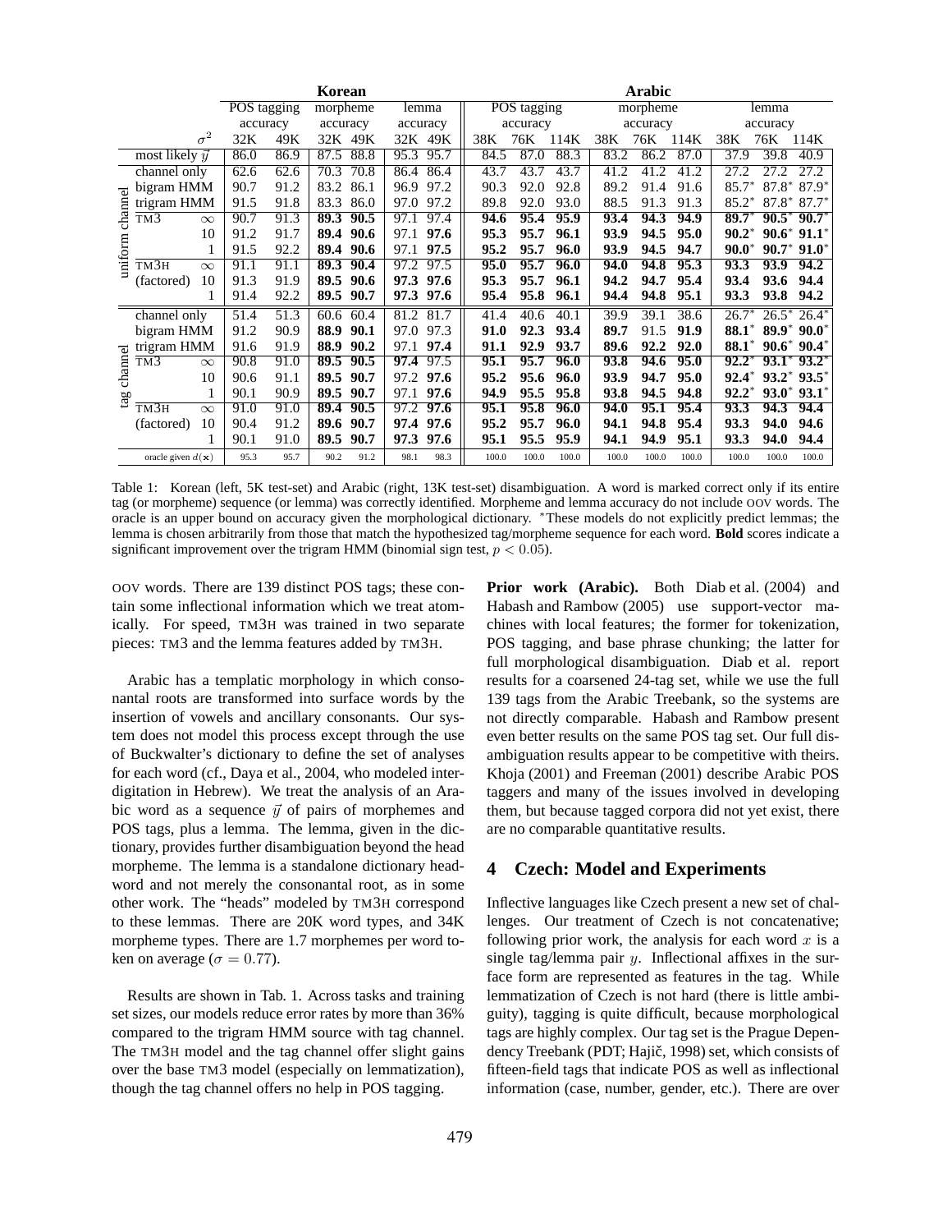| | | | **Korean** | | | | | | **Arabic** | | | | | | | | | |
|---|---|---|---|---|---|---|---|---|---|---|---|---|---|---|---|---|---|---|
| | | | POS tagging accuracy | | morpheme accuracy | | lemma accuracy | | POS tagging accuracy | | | morpheme accuracy | | | lemma accuracy | | | |
| | | $\sigma^2$ | 32K | 49K | 32K | 49K | 32K | 49K | 38K | 76K | 114K | 38K | 76K | 114K | 38K | 76K | 114K |
| | most likely $\vec{y}$ | | 86.0 | 86.9 | 87.5 | 88.8 | 95.3 | 95.7 | 84.5 | 87.0 | 88.3 | 83.2 | 86.2 | 87.0 | 37.9 | 39.8 | 40.9 |
| uniform channel | channel only | | 62.6 | 62.6 | 70.3 | 70.8 | 86.4 | 86.4 | 43.7 | 43.7 | 43.7 | 41.2 | 41.2 | 41.2 | 27.2 | 27.2 | 27.2 |
| | bigram HMM | | 90.7 | 91.2 | 83.2 | 86.1 | 96.9 | 97.2 | 90.3 | 92.0 | 92.8 | 89.2 | 91.4 | 91.6 | 85.7* | 87.8* | 87.9* |
| | trigram HMM | | 91.5 | 91.8 | 83.3 | 86.0 | 97.0 | 97.2 | 89.8 | 92.0 | 93.0 | 88.5 | 91.3 | 91.3 | 85.2* | 87.8* | 87.7* |
| | TM3 | $\infty$ | 90.7 | 91.3 | **89.3** | **90.5** | 97.1 | 97.4 | **94.6** | **95.4** | **95.9** | **93.4** | **94.3** | **94.9** | **89.7*** | **90.5*** | **90.7*** |
| | | 10 | 91.2 | 91.7 | **89.4** | **90.6** | 97.1 | **97.6** | **95.3** | **95.7** | **96.1** | **93.9** | **94.5** | **95.0** | **90.2*** | **90.6*** | **91.1*** |
| | | 1 | 91.5 | 92.2 | **89.4** | **90.6** | 97.1 | **97.5** | **95.2** | **95.7** | **96.0** | **93.9** | **94.5** | **94.7** | **90.0*** | **90.7*** | **91.0*** |
| | TM3H (factored) | $\infty$ | 91.1 | 91.1 | **89.3** | **90.4** | 97.2 | **97.5** | **95.0** | **95.7** | **96.0** | **94.0** | **94.8** | **95.3** | **93.3** | **93.9** | **94.2** |
| | | 10 | 91.3 | 91.9 | **89.5** | **90.6** | **97.3** | **97.6** | **95.3** | **95.7** | **96.1** | **94.2** | **94.7** | **95.4** | **93.4** | **93.6** | **94.4** |
| | | 1 | 91.4 | 92.2 | **89.5** | **90.7** | **97.3** | **97.6** | **95.4** | **95.8** | **96.1** | **94.4** | **94.8** | **95.1** | **93.3** | **93.8** | **94.2** |
| tag channel | channel only | | 51.4 | 51.3 | 60.6 | 60.4 | 81.2 | 81.7 | 41.4 | 40.6 | 40.1 | 39.9 | 39.1 | 38.6 | 26.7* | 26.5* | 26.4* |
| | bigram HMM | | 91.2 | 90.9 | **88.9** | **90.1** | 97.0 | 97.3 | **91.0** | **92.3** | **93.4** | **89.7** | 91.5 | **91.9** | **88.1*** | **89.9*** | **90.0*** |
| | trigram HMM | | 91.6 | 91.9 | **88.9** | **90.2** | 97.1 | **97.4** | **91.1** | **92.9** | **93.7** | **89.6** | **92.2** | **92.0** | **88.1*** | **90.6*** | **90.4*** |
| | TM3 | $\infty$ | 90.8 | 91.0 | **89.5** | **90.5** | **97.4** | 97.5 | **95.1** | **95.7** | **96.0** | **93.8** | **94.6** | **95.0** | **92.2*** | **93.1*** | **93.2*** |
| | | 10 | 90.6 | 91.1 | **89.5** | **90.7** | 97.2 | **97.6** | **95.2** | **95.6** | **96.0** | **93.9** | **94.7** | **95.0** | **92.4*** | **93.2*** | **93.5*** |
| | | 1 | 90.1 | 90.9 | **89.5** | **90.7** | 97.1 | **97.6** | **94.9** | **95.5** | **95.8** | **93.8** | **94.5** | **94.8** | **92.2*** | **93.0*** | **93.1*** |
| | TM3H (factored) | $\infty$ | 91.0 | 91.0 | **89.4** | **90.5** | 97.2 | **97.6** | **95.1** | **95.8** | **96.0** | **94.0** | **95.1** | **95.4** | **93.3** | **94.3** | **94.4** |
| | | 10 | 90.4 | 91.2 | **89.6** | **90.7** | **97.4** | **97.6** | **95.2** | **95.7** | **96.0** | **94.1** | **94.8** | **95.4** | **93.3** | **94.0** | **94.6** |
| | | 1 | 90.1 | 91.0 | **89.5** | **90.7** | **97.3** | **97.6** | **95.1** | **95.5** | **95.9** | **94.1** | **94.9** | **95.1** | **93.3** | **94.0** | **94.4** |
| | oracle given $d(\mathbf{x})$ | | 95.3 | 95.7 | 90.2 | 91.2 | 98.1 | 98.3 | 100.0 | 100.0 | 100.0 | 100.0 | 100.0 | 100.0 | 100.0 | 100.0 | 100.0 |

Table 1: Korean (left, 5K test-set) and Arabic (right, 13K test-set) disambiguation. A word is marked correct only if its entire tag (or morpheme) sequence (or lemma) was correctly identified. Morpheme and lemma accuracy do not include OOV words. The oracle is an upper bound on accuracy given the morphological dictionary. *These models do not explicitly predict lemmas; the lemma is chosen arbitrarily from those that match the hypothesized tag/morpheme sequence for each word. **Bold** scores indicate a significant improvement over the trigram HMM (binomial sign test, $p < 0.05$).

OOV words. There are 139 distinct POS tags; these contain some inflectional information which we treat atomically. For speed, TM3H was trained in two separate pieces: TM3 and the lemma features added by TM3H.

Arabic has a templatic morphology in which consonantal roots are transformed into surface words by the insertion of vowels and ancillary consonants. Our system does not model this process except through the use of Buckwalter's dictionary to define the set of analyses for each word (cf., Daya et al., 2004, who modeled interdigitation in Hebrew). We treat the analysis of an Arabic word as a sequence $\vec{y}$ of pairs of morphemes and POS tags, plus a lemma. The lemma, given in the dictionary, provides further disambiguation beyond the head morpheme. The lemma is a standalone dictionary headword and not merely the consonantal root, as in some other work. The "heads" modeled by TM3H correspond to these lemmas. There are 20K word types, and 34K morpheme types. There are 1.7 morphemes per word token on average ($\sigma = 0.77$).

Results are shown in Tab. 1. Across tasks and training set sizes, our models reduce error rates by more than 36% compared to the trigram HMM source with tag channel. The TM3H model and the tag channel offer slight gains over the base TM3 model (especially on lemmatization), though the tag channel offers no help in POS tagging.

**Prior work (Arabic).** Both Diab et al. (2004) and Habash and Rambow (2005) use support-vector machines with local features; the former for tokenization, POS tagging, and base phrase chunking; the latter for full morphological disambiguation. Diab et al. report results for a coarsened 24-tag set, while we use the full 139 tags from the Arabic Treebank, so the systems are not directly comparable. Habash and Rambow present even better results on the same POS tag set. Our full disambiguation results appear to be competitive with theirs. Khoja (2001) and Freeman (2001) describe Arabic POS taggers and many of the issues involved in developing them, but because tagged corpora did not yet exist, there are no comparable quantitative results.

## 4 Czech: Model and Experiments

Inflective languages like Czech present a new set of challenges. Our treatment of Czech is not concatenative; following prior work, the analysis for each word $x$ is a single tag/lemma pair $y$. Inflectional affixes in the surface form are represented as features in the tag. While lemmatization of Czech is not hard (there is little ambiguity), tagging is quite difficult, because morphological tags are highly complex. Our tag set is the Prague Dependency Treebank (PDT; Hajič, 1998) set, which consists of fifteen-field tags that indicate POS as well as inflectional information (case, number, gender, etc.). There are over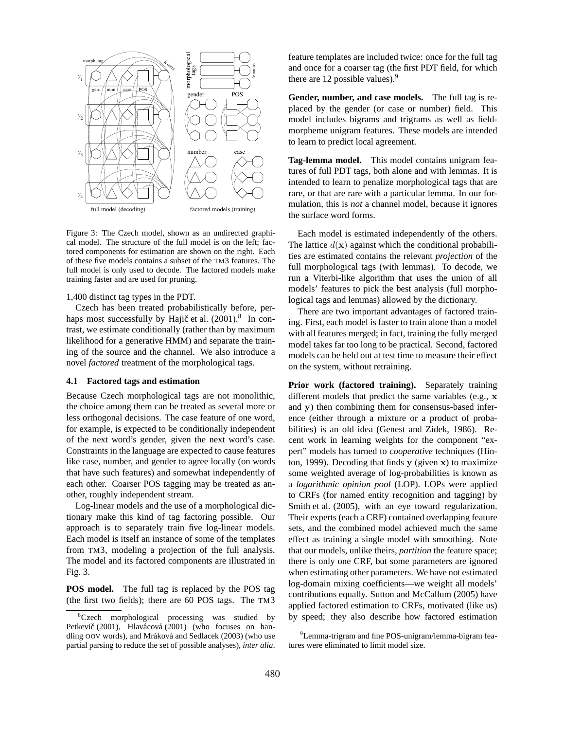Figure 3: The Czech model, shown as an undirected graphical model. The structure of the full model is on the left; factored components for estimation are shown on the right. Each of these five models contains a subset of the TM3 features. The full model is only used to decode. The factored models make training faster and are used for pruning.

1,400 distinct tag types in the PDT.

Czech has been treated probabilistically before, perhaps most successfully by Hajič et al. (2001).[8] In contrast, we estimate conditionally (rather than by maximum likelihood for a generative HMM) and separate the training of the source and the channel. We also introduce a novel *factored* treatment of the morphological tags.

### 4.1 Factored tags and estimation

Because Czech morphological tags are not monolithic, the choice among them can be treated as several more or less orthogonal decisions. The case feature of one word, for example, is expected to be conditionally independent of the next word's gender, given the next word's case. Constraints in the language are expected to cause features like case, number, and gender to agree locally (on words that have such features) and somewhat independently of each other. Coarser POS tagging may be treated as another, roughly independent stream.

Log-linear models and the use of a morphological dictionary make this kind of tag factoring possible. Our approach is to separately train five log-linear models. Each model is itself an instance of some of the templates from TM3, modeling a projection of the full analysis. The model and its factored components are illustrated in Fig. 3.

**POS model.** The full tag is replaced by the POS tag (the first two fields); there are 60 POS tags. The TM3 feature templates are included twice: once for the full tag and once for a coarser tag (the first PDT field, for which there are 12 possible values).[9]

**Gender, number, and case models.** The full tag is replaced by the gender (or case or number) field. This model includes bigrams and trigrams as well as field-morpheme unigram features. These models are intended to learn to predict local agreement.

**Tag-lemma model.** This model contains unigram features of full PDT tags, both alone and with lemmas. It is intended to learn to penalize morphological tags that are rare, or that are rare with a particular lemma. In our formulation, this is *not* a channel model, because it ignores the surface word forms.

Each model is estimated independently of the others. The lattice $d(\mathbf{x})$ against which the conditional probabilities are estimated contains the relevant *projection* of the full morphological tags (with lemmas). To decode, we run a Viterbi-like algorithm that uses the union of all models' features to pick the best analysis (full morphological tags and lemmas) allowed by the dictionary.

There are two important advantages of factored training. First, each model is faster to train alone than a model with all features merged; in fact, training the fully merged model takes far too long to be practical. Second, factored models can be held out at test time to measure their effect on the system, without retraining.

**Prior work (factored training).** Separately training different models that predict the same variables (e.g., $\mathbf{x}$ and $\mathbf{y}$) then combining them for consensus-based inference (either through a mixture or a product of probabilities) is an old idea (Genest and Zidek, 1986). Recent work in learning weights for the component "expert" models has turned to *cooperative* techniques (Hinton, 1999). Decoding that finds $\mathbf{y}$ (given $\mathbf{x}$) to maximize some weighted average of log-probabilities is known as a *logarithmic opinion pool* (LOP). LOPs were applied to CRFs (for named entity recognition and tagging) by Smith et al. (2005), with an eye toward regularization. Their experts (each a CRF) contained overlapping feature sets, and the combined model achieved much the same effect as training a single model with smoothing. Note that our models, unlike theirs, *partition* the feature space; there is only one CRF, but some parameters are ignored when estimating other parameters. We have not estimated log-domain mixing coefficients—we weight all models' contributions equally. Sutton and McCallum (2005) have applied factored estimation to CRFs, motivated (like us) by speed; they also describe how factored estimation

[8] Czech morphological processing was studied by Petkevič (2001), Hlaváčová (2001) (who focuses on handling OOV words), and Mráková and Sedlacek (2003) (who use partial parsing to reduce the set of possible analyses), *inter alia*.

[9] Lemma-trigram and fine POS-unigram/lemma-bigram features were eliminated to limit model size.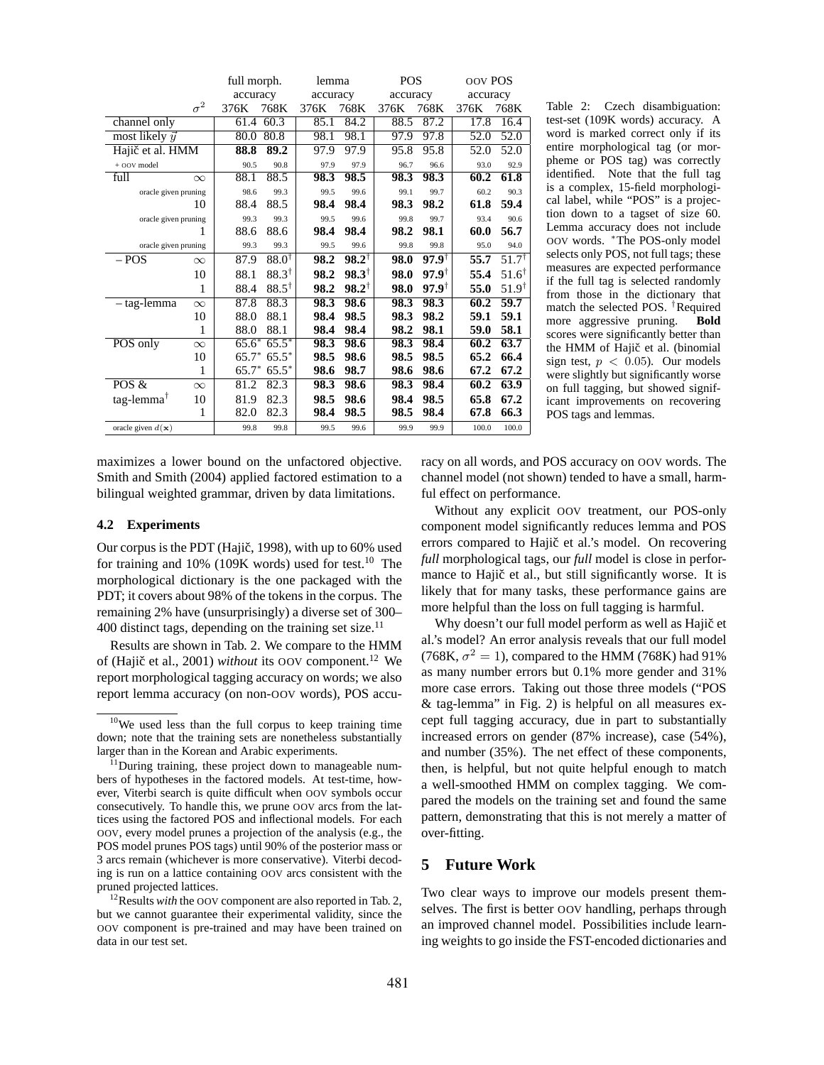| | $\sigma^2$ | full morph. accuracy 376K | full morph. accuracy 768K | lemma accuracy 376K | lemma accuracy 768K | POS accuracy 376K | POS accuracy 768K | OOV POS accuracy 376K | OOV POS accuracy 768K |
|---|---|---|---|---|---|---|---|---|---|
| channel only | | 61.4 | 60.3 | 85.1 | 84.2 | 88.5 | 87.2 | 17.8 | 16.4 |
| most likely $\bar{y}$ | | 80.0 | 80.8 | 98.1 | 98.1 | 97.9 | 97.8 | 52.0 | 52.0 |
| Hajič et al. HMM | | **88.8** | **89.2** | 97.9 | 97.9 | 95.8 | 95.8 | 52.0 | 52.0 |
| + OOV model | | 90.5 | 90.8 | 97.9 | 97.9 | 96.7 | 96.6 | 93.0 | 92.9 |
| full | $\infty$ | 88.1 | 88.5 | **98.3** | **98.5** | **98.3** | **98.3** | **60.2** | **61.8** |
| oracle given pruning | | 98.6 | 99.3 | 99.5 | 99.6 | 99.1 | 99.7 | 60.2 | 90.3 |
| | 10 | 88.4 | 88.5 | **98.4** | **98.4** | **98.3** | **98.2** | **61.8** | **59.4** |
| oracle given pruning | | 99.3 | 99.3 | 99.5 | 99.6 | 99.8 | 99.7 | 93.4 | 90.6 |
| | 1 | 88.6 | 88.6 | **98.4** | **98.4** | **98.2** | **98.1** | **60.0** | **56.7** |
| oracle given pruning | | 99.3 | 99.3 | 99.5 | 99.6 | 99.8 | 99.8 | 95.0 | 94.0 |
| – POS | $\infty$ | 87.9 | 88.0[†] | **98.2** | **98.2**[†] | **98.0** | **97.9**[†] | **55.7** | **51.7**[†] |
| | 10 | 88.1 | 88.3[†] | **98.2** | **98.3**[†] | **98.0** | **97.9**[†] | **55.4** | 51.6[†] |
| | 1 | 88.4 | 88.5[†] | **98.2** | **98.2**[†] | **98.0** | **97.9**[†] | **55.0** | 51.9[†] |
| – tag-lemma | $\infty$ | 87.8 | 88.3 | **98.3** | **98.6** | **98.3** | **98.3** | **60.2** | **59.7** |
| | 10 | 88.0 | 88.1 | **98.4** | **98.5** | **98.3** | **98.2** | **59.1** | **59.1** |
| | 1 | 88.0 | 88.1 | **98.4** | **98.4** | **98.2** | **98.1** | **59.0** | **58.1** |
| POS only | $\infty$ | 65.6* | 65.5* | **98.3** | **98.6** | **98.3** | **98.4** | **60.2** | **63.7** |
| | 10 | 65.7* | 65.5* | **98.5** | **98.6** | **98.5** | **98.5** | **65.2** | **66.4** |
| | 1 | 65.7* | 65.5* | **98.6** | **98.7** | **98.6** | **98.6** | **67.2** | **67.2** |
| POS & | $\infty$ | 81.2 | 82.3 | **98.3** | **98.6** | **98.3** | **98.4** | **60.2** | **63.9** |
| tag-lemma[†] | 10 | 81.9 | 82.3 | **98.5** | **98.6** | **98.4** | **98.5** | **65.8** | **67.2** |
| | 1 | 82.0 | 82.3 | **98.4** | **98.5** | **98.5** | **98.4** | **67.8** | **66.3** |
| oracle given $d(\mathbf{x})$ | | 99.8 | 99.8 | 99.5 | 99.6 | 99.9 | 99.9 | 100.0 | 100.0 |

Table 2: Czech disambiguation: test-set (109K words) accuracy. A word is marked correct only if its entire morphological tag (or morpheme or POS tag) was correctly identified. Note that the full tag is a complex, 15-field morphological label, while "POS" is a projection down to a tagset of size 60. Lemma accuracy does not include OOV words. *The POS-only model selects only POS, not full tags; these measures are expected performance if the full tag is selected randomly from those in the dictionary that match the selected POS. †Required more aggressive pruning. **Bold** scores were significantly better than the HMM of Hajič et al. (binomial sign test, $p < 0.05$). Our models were slightly but significantly worse on full tagging, but showed significant improvements on recovering POS tags and lemmas.

maximizes a lower bound on the unfactored objective. Smith and Smith (2004) applied factored estimation to a bilingual weighted grammar, driven by data limitations.

### 4.2 Experiments

Our corpus is the PDT (Hajič, 1998), with up to 60% used for training and 10% (109K words) used for test.[10] The morphological dictionary is the one packaged with the PDT; it covers about 98% of the tokens in the corpus. The remaining 2% have (unsurprisingly) a diverse set of 300–400 distinct tags, depending on the training set size.[11]

Results are shown in Tab. 2. We compare to the HMM of (Hajič et al., 2001) *without* its OOV component.[12] We report morphological tagging accuracy on words; we also report lemma accuracy (on non-OOV words), POS accuracy on all words, and POS accuracy on OOV words. The channel model (not shown) tended to have a small, harmful effect on performance.

Without any explicit OOV treatment, our POS-only component model significantly reduces lemma and POS errors compared to Hajič et al.'s model. On recovering *full* morphological tags, our *full* model is close in performance to Hajič et al., but still significantly worse. It is likely that for many tasks, these performance gains are more helpful than the loss on full tagging is harmful.

Why doesn't our full model perform as well as Hajič et al.'s model? An error analysis reveals that our full model (768K, $\sigma^2 = 1$), compared to the HMM (768K) had 91% as many number errors but 0.1% more gender and 31% more case errors. Taking out those three models ("POS & tag-lemma" in Fig. 2) is helpful on all measures except full tagging accuracy, due in part to substantially increased errors on gender (87% increase), case (54%), and number (35%). The net effect of these components, then, is helpful, but not quite helpful enough to match a well-smoothed HMM on complex tagging. We compared the models on the training set and found the same pattern, demonstrating that this is not merely a matter of over-fitting.

## 5 Future Work

Two clear ways to improve our models present themselves. The first is better OOV handling, perhaps through an improved channel model. Possibilities include learning weights to go inside the FST-encoded dictionaries and

[10] We used less than the full corpus to keep training time down; note that the training sets are nonetheless substantially larger than in the Korean and Arabic experiments.

[11] During training, these project down to manageable numbers of hypotheses in the factored models. At test-time, however, Viterbi search is quite difficult when OOV symbols occur consecutively. To handle this, we prune OOV arcs from the lattices using the factored POS and inflectional models. For each OOV, every model prunes a projection of the analysis (e.g., the POS model prunes POS tags) until 90% of the posterior mass or 3 arcs remain (whichever is more conservative). Viterbi decoding is run on a lattice containing OOV arcs consistent with the pruned projected lattices.

[12] Results *with* the OOV component are also reported in Tab. 2, but we cannot guarantee their experimental validity, since the OOV component is pre-trained and may have been trained on data in our test set.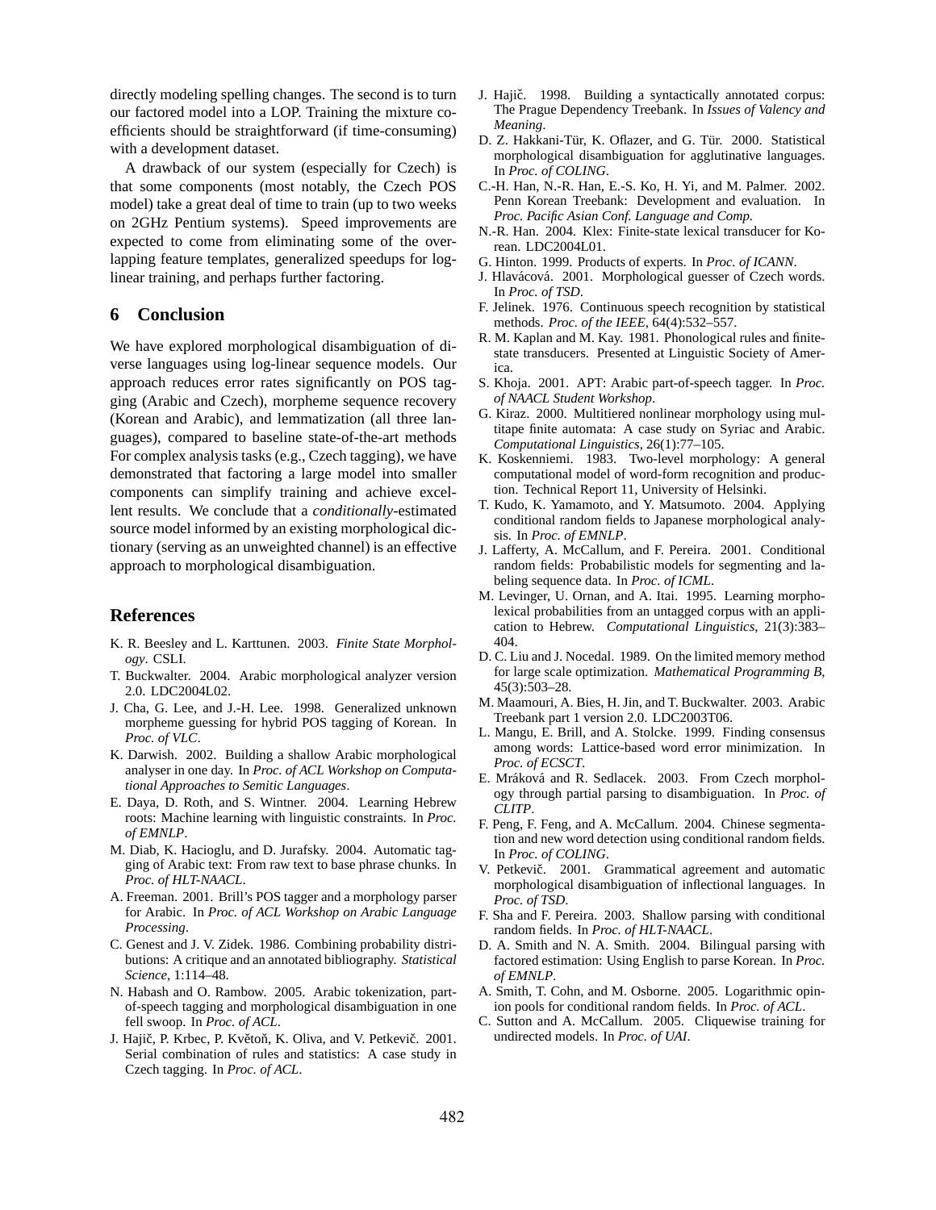directly modeling spelling changes. The second is to turn our factored model into a LOP. Training the mixture coefficients should be straightforward (if time-consuming) with a development dataset.

A drawback of our system (especially for Czech) is that some components (most notably, the Czech POS model) take a great deal of time to train (up to two weeks on 2GHz Pentium systems). Speed improvements are expected to come from eliminating some of the overlapping feature templates, generalized speedups for log-linear training, and perhaps further factoring.

## 6 Conclusion

We have explored morphological disambiguation of diverse languages using log-linear sequence models. Our approach reduces error rates significantly on POS tagging (Arabic and Czech), morpheme sequence recovery (Korean and Arabic), and lemmatization (all three languages), compared to baseline state-of-the-art methods For complex analysis tasks (e.g., Czech tagging), we have demonstrated that factoring a large model into smaller components can simplify training and achieve excellent results. We conclude that a *conditionally*-estimated source model informed by an existing morphological dictionary (serving as an unweighted channel) is an effective approach to morphological disambiguation.

## References

K. R. Beesley and L. Karttunen. 2003. *Finite State Morphology*. CSLI.

T. Buckwalter. 2004. Arabic morphological analyzer version 2.0. LDC2004L02.

J. Cha, G. Lee, and J.-H. Lee. 1998. Generalized unknown morpheme guessing for hybrid POS tagging of Korean. In *Proc. of VLC*.

K. Darwish. 2002. Building a shallow Arabic morphological analyser in one day. In *Proc. of ACL Workshop on Computational Approaches to Semitic Languages*.

E. Daya, D. Roth, and S. Wintner. 2004. Learning Hebrew roots: Machine learning with linguistic constraints. In *Proc. of EMNLP*.

M. Diab, K. Hacioglu, and D. Jurafsky. 2004. Automatic tagging of Arabic text: From raw text to base phrase chunks. In *Proc. of HLT-NAACL*.

A. Freeman. 2001. Brill's POS tagger and a morphology parser for Arabic. In *Proc. of ACL Workshop on Arabic Language Processing*.

C. Genest and J. V. Zidek. 1986. Combining probability distributions: A critique and an annotated bibliography. *Statistical Science*, 1:114–48.

N. Habash and O. Rambow. 2005. Arabic tokenization, part-of-speech tagging and morphological disambiguation in one fell swoop. In *Proc. of ACL*.

J. Hajič, P. Krbec, P. Květoň, K. Oliva, and V. Petkevič. 2001. Serial combination of rules and statistics: A case study in Czech tagging. In *Proc. of ACL*.

J. Hajič. 1998. Building a syntactically annotated corpus: The Prague Dependency Treebank. In *Issues of Valency and Meaning*.

D. Z. Hakkani-Tür, K. Oflazer, and G. Tür. 2000. Statistical morphological disambiguation for agglutinative languages. In *Proc. of COLING*.

C.-H. Han, N.-R. Han, E.-S. Ko, H. Yi, and M. Palmer. 2002. Penn Korean Treebank: Development and evaluation. In *Proc. Pacific Asian Conf. Language and Comp.*

N.-R. Han. 2004. Klex: Finite-state lexical transducer for Korean. LDC2004L01.

G. Hinton. 1999. Products of experts. In *Proc. of ICANN*.

J. Hlavácová. 2001. Morphological guesser of Czech words. In *Proc. of TSD*.

F. Jelinek. 1976. Continuous speech recognition by statistical methods. *Proc. of the IEEE*, 64(4):532–557.

R. M. Kaplan and M. Kay. 1981. Phonological rules and finite-state transducers. Presented at Linguistic Society of America.

S. Khoja. 2001. APT: Arabic part-of-speech tagger. In *Proc. of NAACL Student Workshop*.

G. Kiraz. 2000. Multitiered nonlinear morphology using multitape finite automata: A case study on Syriac and Arabic. *Computational Linguistics*, 26(1):77–105.

K. Koskenniemi. 1983. Two-level morphology: A general computational model of word-form recognition and production. Technical Report 11, University of Helsinki.

T. Kudo, K. Yamamoto, and Y. Matsumoto. 2004. Applying conditional random fields to Japanese morphological analysis. In *Proc. of EMNLP*.

J. Lafferty, A. McCallum, and F. Pereira. 2001. Conditional random fields: Probabilistic models for segmenting and labeling sequence data. In *Proc. of ICML*.

M. Levinger, U. Ornan, and A. Itai. 1995. Learning morpholexical probabilities from an untagged corpus with an application to Hebrew. *Computational Linguistics*, 21(3):383–404.

D. C. Liu and J. Nocedal. 1989. On the limited memory method for large scale optimization. *Mathematical Programming B*, 45(3):503–28.

M. Maamouri, A. Bies, H. Jin, and T. Buckwalter. 2003. Arabic Treebank part 1 version 2.0. LDC2003T06.

L. Mangu, E. Brill, and A. Stolcke. 1999. Finding consensus among words: Lattice-based word error minimization. In *Proc. of ECSCT*.

E. Mráková and R. Sedlacek. 2003. From Czech morphology through partial parsing to disambiguation. In *Proc. of CLITP*.

F. Peng, F. Feng, and A. McCallum. 2004. Chinese segmentation and new word detection using conditional random fields. In *Proc. of COLING*.

V. Petkevič. 2001. Grammatical agreement and automatic morphological disambiguation of inflectional languages. In *Proc. of TSD*.

F. Sha and F. Pereira. 2003. Shallow parsing with conditional random fields. In *Proc. of HLT-NAACL*.

D. A. Smith and N. A. Smith. 2004. Bilingual parsing with factored estimation: Using English to parse Korean. In *Proc. of EMNLP*.

A. Smith, T. Cohn, and M. Osborne. 2005. Logarithmic opinion pools for conditional random fields. In *Proc. of ACL*.

C. Sutton and A. McCallum. 2005. Cliquewise training for undirected models. In *Proc. of UAI*.